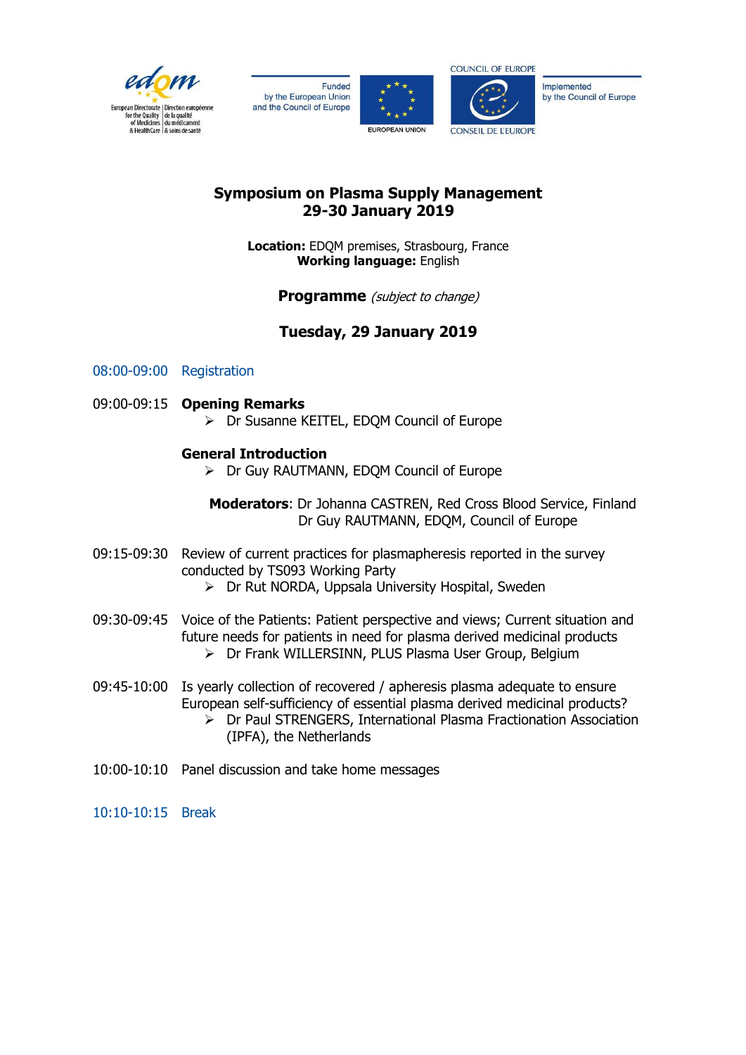European Directorate for the Quality of Medicines & HealthCare | Direction européenne de la qualité du médicament & soins de santé

Funded by the European Union and the Council of Europe — EUROPEAN UNION

COUNCIL OF EUROPE — CONSEIL DE L'EUROPE — Implemented by the Council of Europe

# Symposium on Plasma Supply Management
# 29-30 January 2019

**Location:** EDQM premises, Strasbourg, France
**Working language:** English

## Programme *(subject to change)*

## Tuesday, 29 January 2019

08:00-09:00 Registration

09:00-09:15 **Opening Remarks**

- Dr Susanne KEITEL, EDQM Council of Europe

**General Introduction**

- Dr Guy RAUTMANN, EDQM Council of Europe

**Moderators**: Dr Johanna CASTREN, Red Cross Blood Service, Finland
Dr Guy RAUTMANN, EDQM, Council of Europe

09:15-09:30 Review of current practices for plasmapheresis reported in the survey conducted by TS093 Working Party

- Dr Rut NORDA, Uppsala University Hospital, Sweden

09:30-09:45 Voice of the Patients: Patient perspective and views; Current situation and future needs for patients in need for plasma derived medicinal products

- Dr Frank WILLERSINN, PLUS Plasma User Group, Belgium

09:45-10:00 Is yearly collection of recovered / apheresis plasma adequate to ensure European self-sufficiency of essential plasma derived medicinal products?

- Dr Paul STRENGERS, International Plasma Fractionation Association (IPFA), the Netherlands

10:00-10:10 Panel discussion and take home messages

10:10-10:15 Break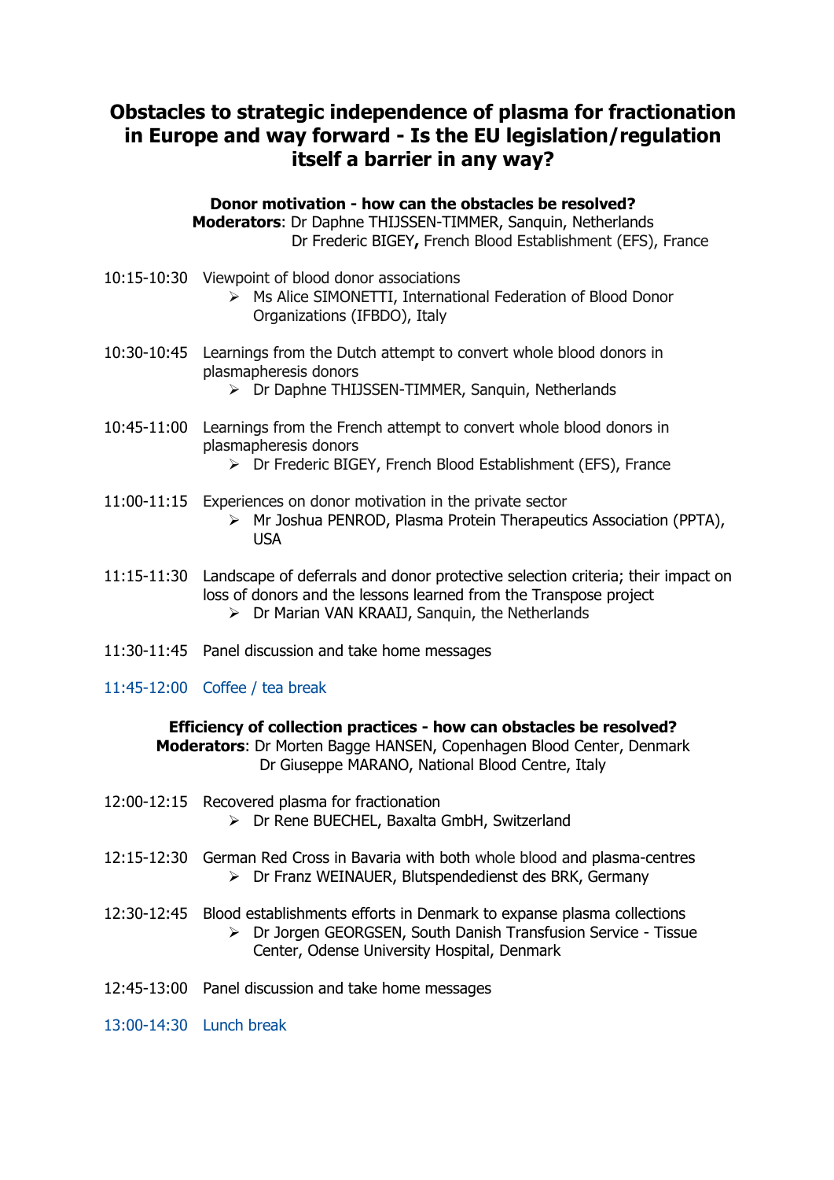# Obstacles to strategic independence of plasma for fractionation in Europe and way forward - Is the EU legislation/regulation itself a barrier in any way?

**Donor motivation - how can the obstacles be resolved?**
**Moderators**: Dr Daphne THIJSSEN-TIMMER, Sanquin, Netherlands
Dr Frederic BIGEY**,** French Blood Establishment (EFS), France

10:15-10:30 Viewpoint of blood donor associations
- Ms Alice SIMONETTI, International Federation of Blood Donor Organizations (IFBDO), Italy

10:30-10:45 Learnings from the Dutch attempt to convert whole blood donors in plasmapheresis donors
- Dr Daphne THIJSSEN-TIMMER, Sanquin, Netherlands

10:45-11:00 Learnings from the French attempt to convert whole blood donors in plasmapheresis donors
- Dr Frederic BIGEY, French Blood Establishment (EFS), France

11:00-11:15 Experiences on donor motivation in the private sector
- Mr Joshua PENROD, Plasma Protein Therapeutics Association (PPTA), USA

11:15-11:30 Landscape of deferrals and donor protective selection criteria; their impact on loss of donors and the lessons learned from the Transpose project
- Dr Marian VAN KRAAIJ, Sanquin, the Netherlands

11:30-11:45 Panel discussion and take home messages

11:45-12:00 Coffee / tea break

**Efficiency of collection practices - how can obstacles be resolved?**
**Moderators**: Dr Morten Bagge HANSEN, Copenhagen Blood Center, Denmark
Dr Giuseppe MARANO, National Blood Centre, Italy

12:00-12:15 Recovered plasma for fractionation
- Dr Rene BUECHEL, Baxalta GmbH, Switzerland

12:15-12:30 German Red Cross in Bavaria with both whole blood and plasma-centres
- Dr Franz WEINAUER, Blutspendedienst des BRK, Germany

12:30-12:45 Blood establishments efforts in Denmark to expanse plasma collections
- Dr Jorgen GEORGSEN, South Danish Transfusion Service - Tissue Center, Odense University Hospital, Denmark

12:45-13:00 Panel discussion and take home messages

13:00-14:30 Lunch break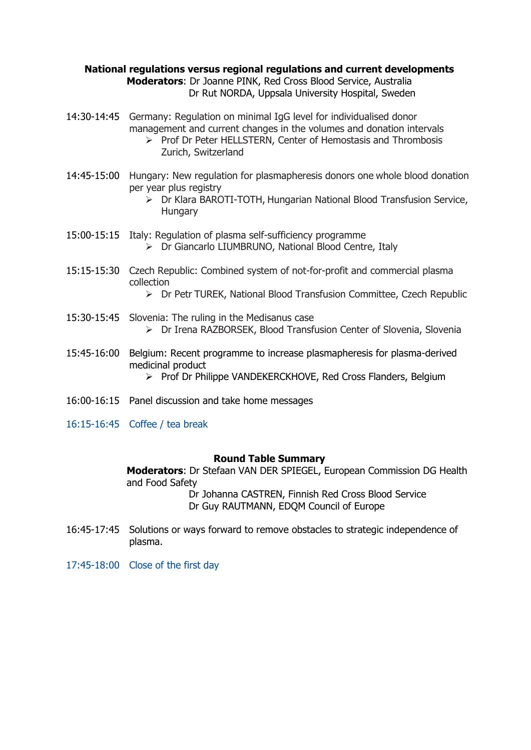### National regulations versus regional regulations and current developments

**Moderators**: Dr Joanne PINK, Red Cross Blood Service, Australia
Dr Rut NORDA, Uppsala University Hospital, Sweden

14:30-14:45 Germany: Regulation on minimal IgG level for individualised donor management and current changes in the volumes and donation intervals

- Prof Dr Peter HELLSTERN, Center of Hemostasis and Thrombosis Zurich, Switzerland

14:45-15:00 Hungary: New regulation for plasmapheresis donors one whole blood donation per year plus registry

- Dr Klara BAROTI-TOTH, Hungarian National Blood Transfusion Service, Hungary

15:00-15:15 Italy: Regulation of plasma self-sufficiency programme

- Dr Giancarlo LIUMBRUNO, National Blood Centre, Italy

15:15-15:30 Czech Republic: Combined system of not-for-profit and commercial plasma collection

- Dr Petr TUREK, National Blood Transfusion Committee, Czech Republic

15:30-15:45 Slovenia: The ruling in the Medisanus case

- Dr Irena RAZBORSEK, Blood Transfusion Center of Slovenia, Slovenia

15:45-16:00 Belgium: Recent programme to increase plasmapheresis for plasma-derived medicinal product

- Prof Dr Philippe VANDEKERCKHOVE, Red Cross Flanders, Belgium

16:00-16:15 Panel discussion and take home messages

16:15-16:45 Coffee / tea break

### Round Table Summary

**Moderators**: Dr Stefaan VAN DER SPIEGEL, European Commission DG Health and Food Safety
Dr Johanna CASTREN, Finnish Red Cross Blood Service
Dr Guy RAUTMANN, EDQM Council of Europe

16:45-17:45 Solutions or ways forward to remove obstacles to strategic independence of plasma.

17:45-18:00 Close of the first day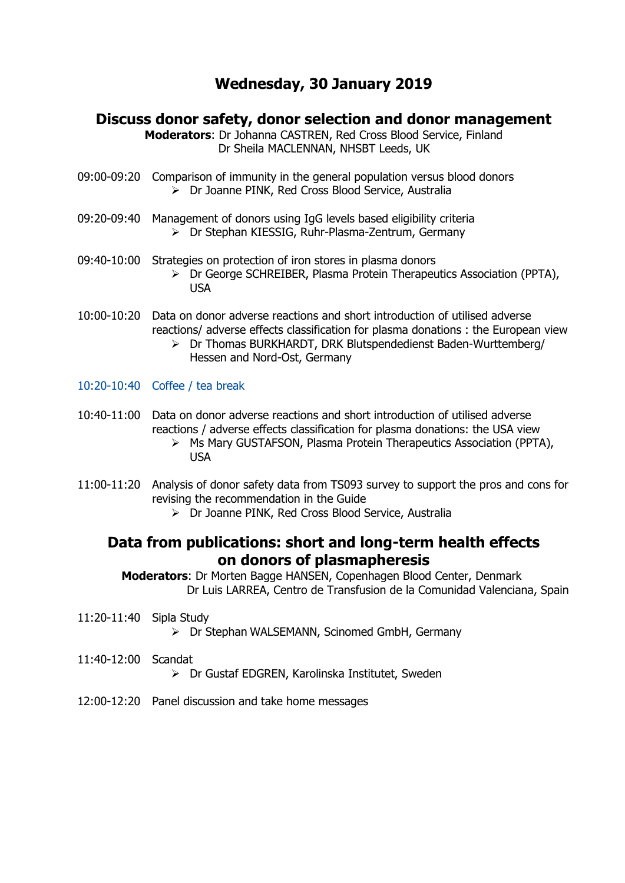# Wednesday, 30 January 2019

## Discuss donor safety, donor selection and donor management

**Moderators**: Dr Johanna CASTREN, Red Cross Blood Service, Finland
Dr Sheila MACLENNAN, NHSBT Leeds, UK

09:00-09:20 Comparison of immunity in the general population versus blood donors
- Dr Joanne PINK, Red Cross Blood Service, Australia

09:20-09:40 Management of donors using IgG levels based eligibility criteria
- Dr Stephan KIESSIG, Ruhr-Plasma-Zentrum, Germany

09:40-10:00 Strategies on protection of iron stores in plasma donors
- Dr George SCHREIBER, Plasma Protein Therapeutics Association (PPTA), USA

10:00-10:20 Data on donor adverse reactions and short introduction of utilised adverse reactions/ adverse effects classification for plasma donations : the European view
- Dr Thomas BURKHARDT, DRK Blutspendedienst Baden-Wurttemberg/ Hessen and Nord-Ost, Germany

10:20-10:40 Coffee / tea break

10:40-11:00 Data on donor adverse reactions and short introduction of utilised adverse reactions / adverse effects classification for plasma donations: the USA view
- Ms Mary GUSTAFSON, Plasma Protein Therapeutics Association (PPTA), USA

11:00-11:20 Analysis of donor safety data from TS093 survey to support the pros and cons for revising the recommendation in the Guide
- Dr Joanne PINK, Red Cross Blood Service, Australia

## Data from publications: short and long-term health effects on donors of plasmapheresis

**Moderators**: Dr Morten Bagge HANSEN, Copenhagen Blood Center, Denmark
Dr Luis LARREA, Centro de Transfusion de la Comunidad Valenciana, Spain

11:20-11:40 Sipla Study
- Dr Stephan WALSEMANN, Scinomed GmbH, Germany

11:40-12:00 Scandat
- Dr Gustaf EDGREN, Karolinska Institutet, Sweden

12:00-12:20 Panel discussion and take home messages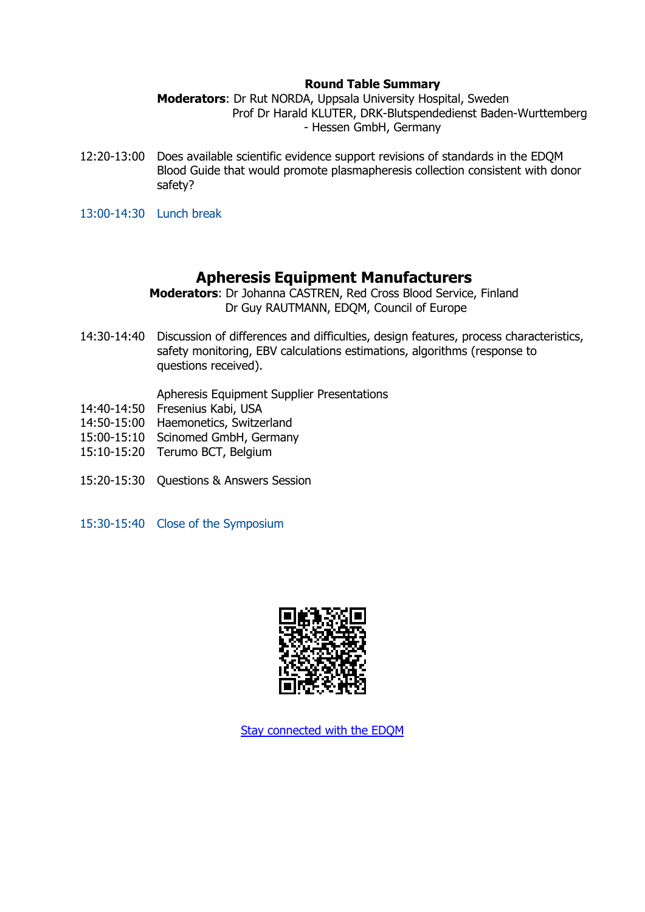### Round Table Summary

**Moderators**: Dr Rut NORDA, Uppsala University Hospital, Sweden
Prof Dr Harald KLUTER, DRK-Blutspendedienst Baden-Wurttemberg - Hessen GmbH, Germany

12:20-13:00 Does available scientific evidence support revisions of standards in the EDQM Blood Guide that would promote plasmapheresis collection consistent with donor safety?

13:00-14:30 Lunch break

## Apheresis Equipment Manufacturers

**Moderators**: Dr Johanna CASTREN, Red Cross Blood Service, Finland
Dr Guy RAUTMANN, EDQM, Council of Europe

14:30-14:40 Discussion of differences and difficulties, design features, process characteristics, safety monitoring, EBV calculations estimations, algorithms (response to questions received).

Apheresis Equipment Supplier Presentations

14:40-14:50 Fresenius Kabi, USA
14:50-15:00 Haemonetics, Switzerland
15:00-15:10 Scinomed GmbH, Germany
15:10-15:20 Terumo BCT, Belgium

15:20-15:30 Questions & Answers Session

15:30-15:40 Close of the Symposium

Stay connected with the EDQM